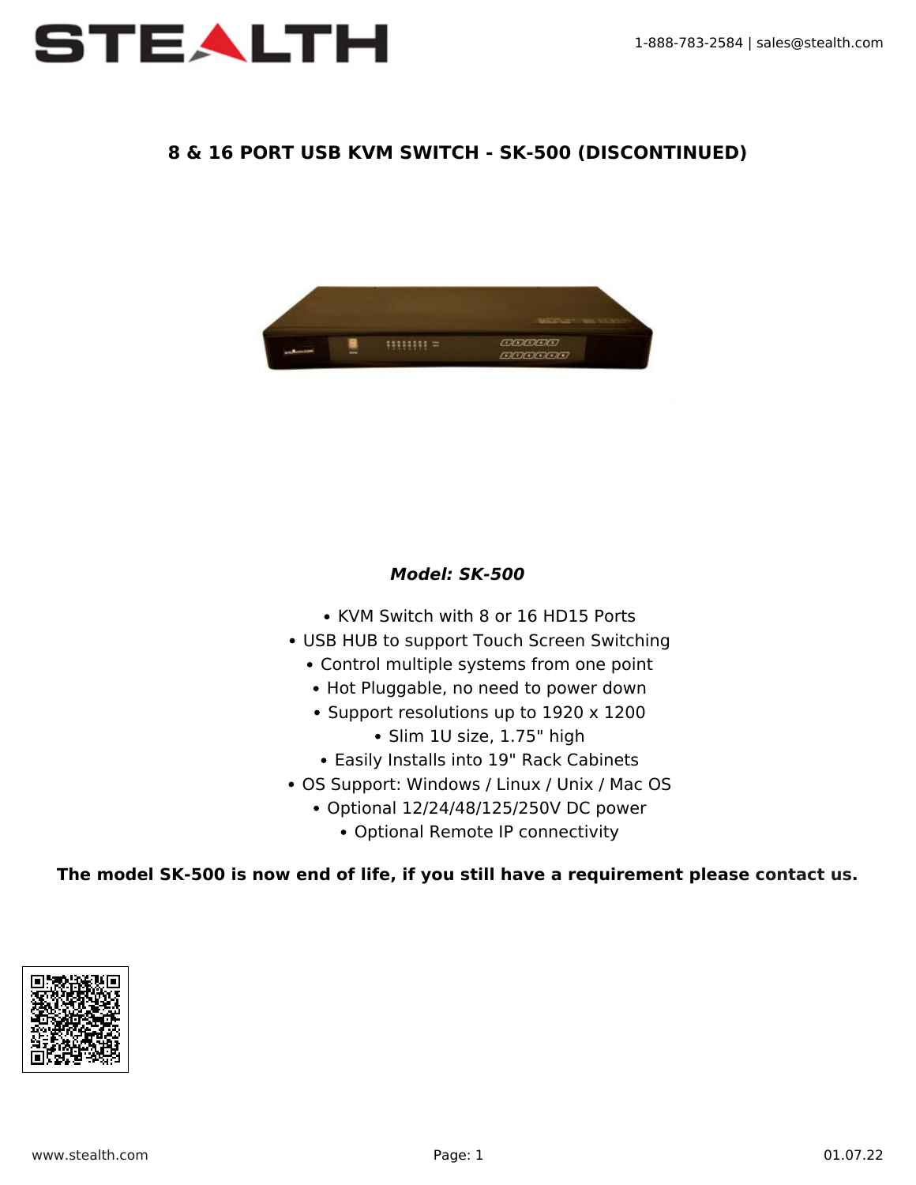# 8 & 16 PORT USB KVM SWITCH - SK-500 (DISCONTINUED)

***Model: SK-500***

- KVM Switch with 8 or 16 HD15 Ports
- USB HUB to support Touch Screen Switching
- Control multiple systems from one point
- Hot Pluggable, no need to power down
- Support resolutions up to 1920 x 1200
- Slim 1U size, 1.75" high
- Easily Installs into 19" Rack Cabinets
- OS Support: Windows / Linux / Unix / Mac OS
- Optional 12/24/48/125/250V DC power
- Optional Remote IP connectivity

**The model SK-500 is now end of life, if you still have a requirement please contact us.**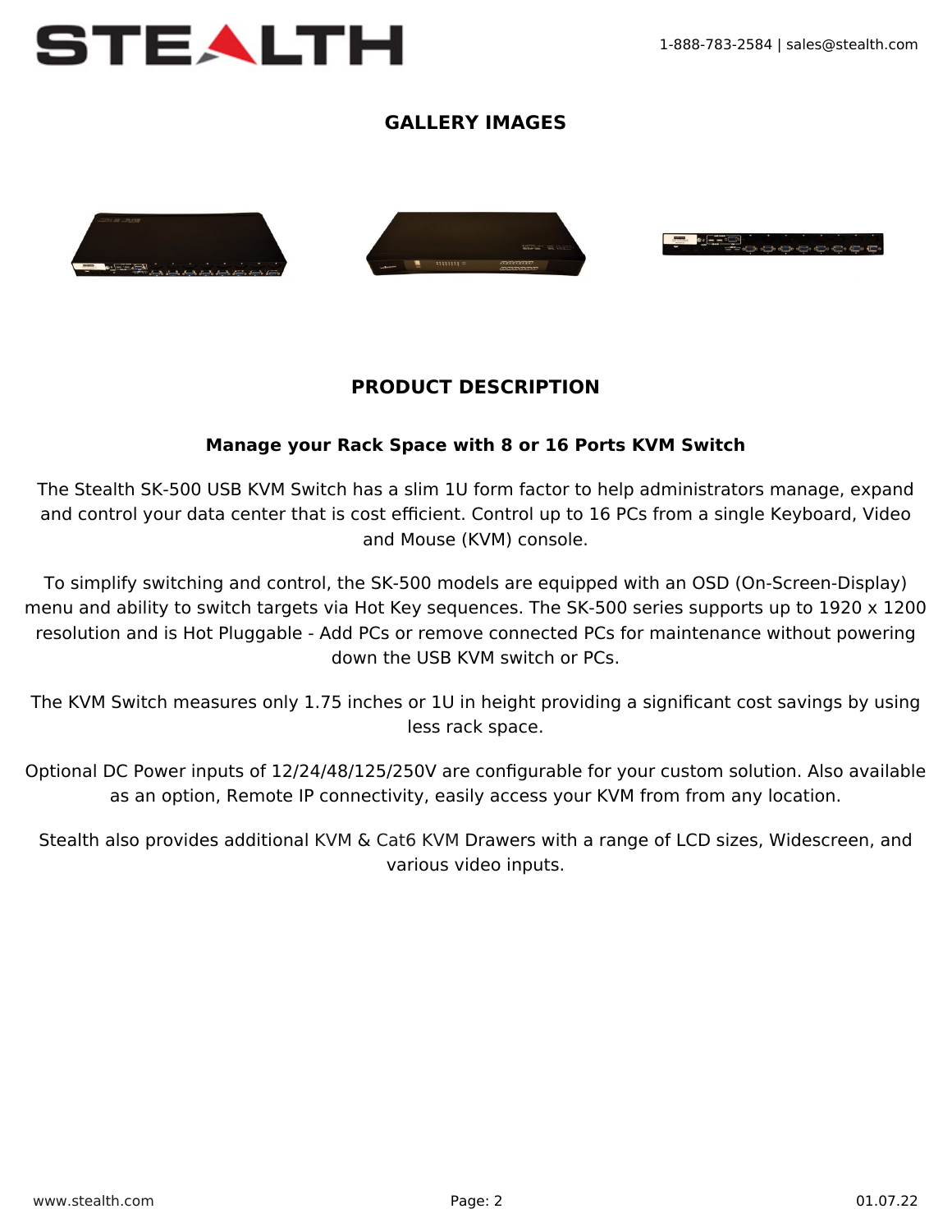## GALLERY IMAGES

## PRODUCT DESCRIPTION

### Manage your Rack Space with 8 or 16 Ports KVM Switch

The Stealth SK-500 USB KVM Switch has a slim 1U form factor to help administrators manage, expand and control your data center that is cost efficient. Control up to 16 PCs from a single Keyboard, Video and Mouse (KVM) console.

To simplify switching and control, the SK-500 models are equipped with an OSD (On-Screen-Display) menu and ability to switch targets via Hot Key sequences. The SK-500 series supports up to 1920 x 1200 resolution and is Hot Pluggable - Add PCs or remove connected PCs for maintenance without powering down the USB KVM switch or PCs.

The KVM Switch measures only 1.75 inches or 1U in height providing a significant cost savings by using less rack space.

Optional DC Power inputs of 12/24/48/125/250V are configurable for your custom solution. Also available as an option, Remote IP connectivity, easily access your KVM from from any location.

Stealth also provides additional KVM & Cat6 KVM Drawers with a range of LCD sizes, Widescreen, and various video inputs.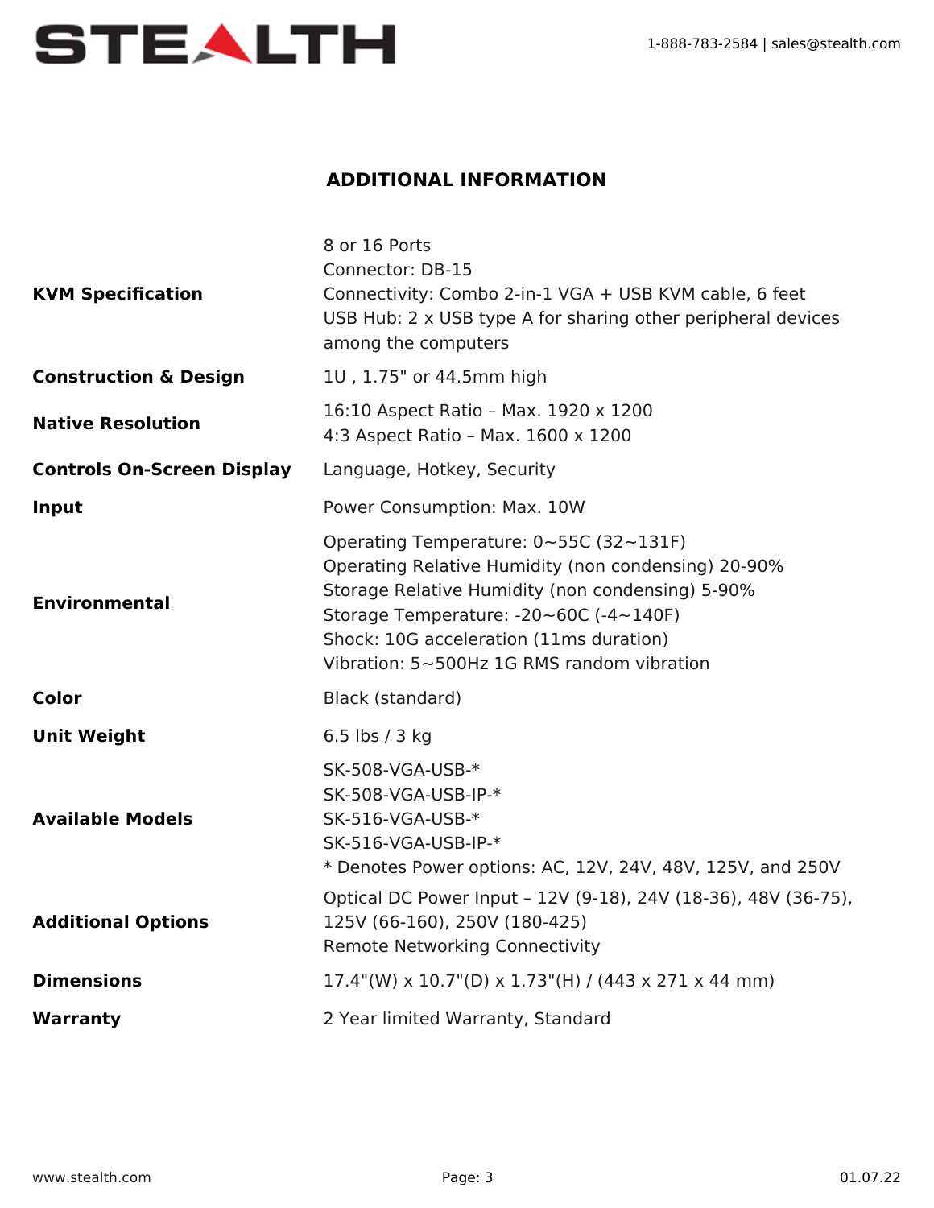## ADDITIONAL INFORMATION

| | |
|---|---|
| **KVM Specification** | 8 or 16 Ports<br>Connector: DB-15<br>Connectivity: Combo 2-in-1 VGA + USB KVM cable, 6 feet<br>USB Hub: 2 x USB type A for sharing other peripheral devices among the computers |
| **Construction & Design** | 1U , 1.75" or 44.5mm high |
| **Native Resolution** | 16:10 Aspect Ratio – Max. 1920 x 1200<br>4:3 Aspect Ratio – Max. 1600 x 1200 |
| **Controls On-Screen Display** | Language, Hotkey, Security |
| **Input** | Power Consumption: Max. 10W |
| **Environmental** | Operating Temperature: 0~55C (32~131F)<br>Operating Relative Humidity (non condensing) 20-90%<br>Storage Relative Humidity (non condensing) 5-90%<br>Storage Temperature: -20~60C (-4~140F)<br>Shock: 10G acceleration (11ms duration)<br>Vibration: 5~500Hz 1G RMS random vibration |
| **Color** | Black (standard) |
| **Unit Weight** | 6.5 lbs / 3 kg |
| **Available Models** | SK-508-VGA-USB-*<br>SK-508-VGA-USB-IP-*<br>SK-516-VGA-USB-*<br>SK-516-VGA-USB-IP-*<br>* Denotes Power options: AC, 12V, 24V, 48V, 125V, and 250V |
| **Additional Options** | Optical DC Power Input – 12V (9-18), 24V (18-36), 48V (36-75), 125V (66-160), 250V (180-425)<br>Remote Networking Connectivity |
| **Dimensions** | 17.4"(W) x 10.7"(D) x 1.73"(H) / (443 x 271 x 44 mm) |
| **Warranty** | 2 Year limited Warranty, Standard |